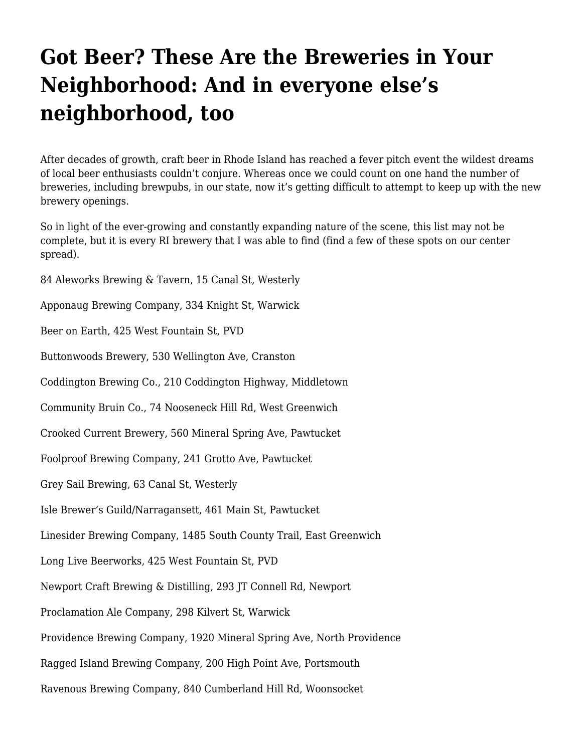# Got Beer? These Are the Breweries in Your Neighborhood: And in everyone else's neighborhood, too

After decades of growth, craft beer in Rhode Island has reached a fever pitch event the wildest dreams of local beer enthusiasts couldn't conjure. Whereas once we could count on one hand the number of breweries, including brewpubs, in our state, now it's getting difficult to attempt to keep up with the new brewery openings.

So in light of the ever-growing and constantly expanding nature of the scene, this list may not be complete, but it is every RI brewery that I was able to find (find a few of these spots on our center spread).

84 Aleworks Brewing & Tavern, 15 Canal St, Westerly

Apponaug Brewing Company, 334 Knight St, Warwick

Beer on Earth, 425 West Fountain St, PVD

Buttonwoods Brewery, 530 Wellington Ave, Cranston

Coddington Brewing Co., 210 Coddington Highway, Middletown

Community Bruin Co., 74 Nooseneck Hill Rd, West Greenwich

Crooked Current Brewery, 560 Mineral Spring Ave, Pawtucket

Foolproof Brewing Company, 241 Grotto Ave, Pawtucket

Grey Sail Brewing, 63 Canal St, Westerly

Isle Brewer's Guild/Narragansett, 461 Main St, Pawtucket

Linesider Brewing Company, 1485 South County Trail, East Greenwich

Long Live Beerworks, 425 West Fountain St, PVD

Newport Craft Brewing & Distilling, 293 JT Connell Rd, Newport

Proclamation Ale Company, 298 Kilvert St, Warwick

Providence Brewing Company, 1920 Mineral Spring Ave, North Providence

Ragged Island Brewing Company, 200 High Point Ave, Portsmouth

Ravenous Brewing Company, 840 Cumberland Hill Rd, Woonsocket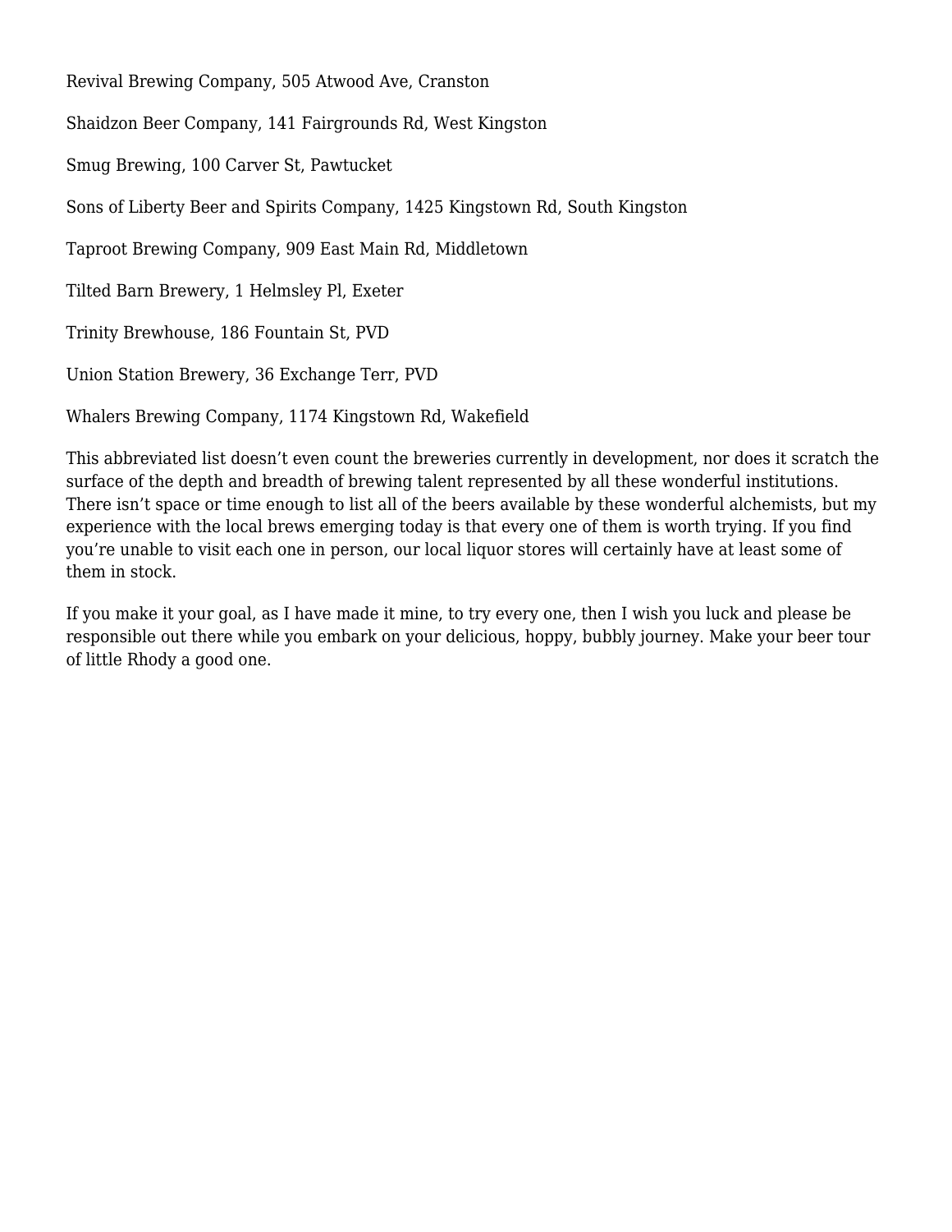Revival Brewing Company, 505 Atwood Ave, Cranston

Shaidzon Beer Company, 141 Fairgrounds Rd, West Kingston

Smug Brewing, 100 Carver St, Pawtucket

Sons of Liberty Beer and Spirits Company, 1425 Kingstown Rd, South Kingston

Taproot Brewing Company, 909 East Main Rd, Middletown

Tilted Barn Brewery, 1 Helmsley Pl, Exeter

Trinity Brewhouse, 186 Fountain St, PVD

Union Station Brewery, 36 Exchange Terr, PVD

Whalers Brewing Company, 1174 Kingstown Rd, Wakefield

This abbreviated list doesn't even count the breweries currently in development, nor does it scratch the surface of the depth and breadth of brewing talent represented by all these wonderful institutions. There isn't space or time enough to list all of the beers available by these wonderful alchemists, but my experience with the local brews emerging today is that every one of them is worth trying. If you find you're unable to visit each one in person, our local liquor stores will certainly have at least some of them in stock.

If you make it your goal, as I have made it mine, to try every one, then I wish you luck and please be responsible out there while you embark on your delicious, hoppy, bubbly journey. Make your beer tour of little Rhody a good one.